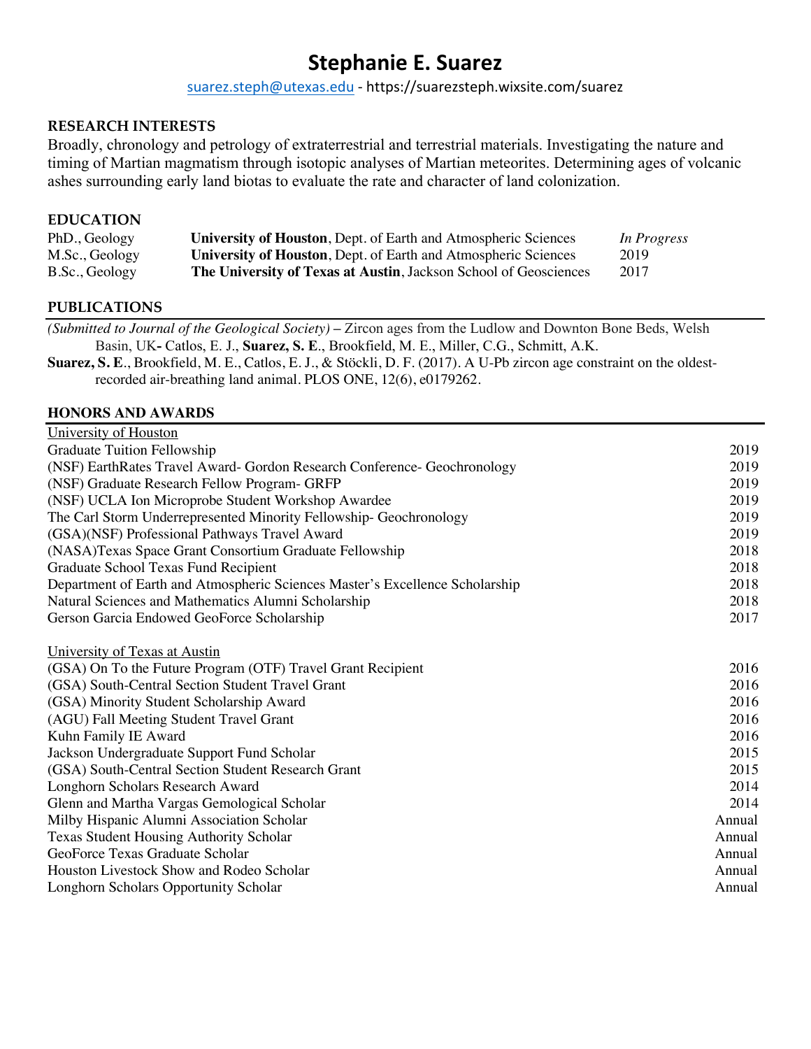# Stephanie E. Suarez

suarez.steph@utexas.edu - https://suarezsteph.wixsite.com/suarez

## RESEARCH INTERESTS

Broadly, chronology and petrology of extraterrestrial and terrestrial materials. Investigating the nature and timing of Martian magmatism through isotopic analyses of Martian meteorites. Determining ages of volcanic ashes surrounding early land biotas to evaluate the rate and character of land colonization.

## EDUCATION

| | | |
|---|---|---|
| PhD., Geology | **University of Houston**, Dept. of Earth and Atmospheric Sciences | *In Progress* |
| M.Sc., Geology | **University of Houston**, Dept. of Earth and Atmospheric Sciences | 2019 |
| B.Sc., Geology | **The University of Texas at Austin**, Jackson School of Geosciences | 2017 |

## PUBLICATIONS

*(Submitted to Journal of the Geological Society)* **–** Zircon ages from the Ludlow and Downton Bone Beds, Welsh Basin, UK**-** Catlos, E. J., **Suarez, S. E**., Brookfield, M. E., Miller, C.G., Schmitt, A.K.

**Suarez, S. E**., Brookfield, M. E., Catlos, E. J., & Stöckli, D. F. (2017). A U-Pb zircon age constraint on the oldest-recorded air-breathing land animal. PLOS ONE, 12(6), e0179262.

## HONORS AND AWARDS

University of Houston

| | |
|---|---|
| Graduate Tuition Fellowship | 2019 |
| (NSF) EarthRates Travel Award- Gordon Research Conference- Geochronology | 2019 |
| (NSF) Graduate Research Fellow Program- GRFP | 2019 |
| (NSF) UCLA Ion Microprobe Student Workshop Awardee | 2019 |
| The Carl Storm Underrepresented Minority Fellowship- Geochronology | 2019 |
| (GSA)(NSF) Professional Pathways Travel Award | 2019 |
| (NASA)Texas Space Grant Consortium Graduate Fellowship | 2018 |
| Graduate School Texas Fund Recipient | 2018 |
| Department of Earth and Atmospheric Sciences Master's Excellence Scholarship | 2018 |
| Natural Sciences and Mathematics Alumni Scholarship | 2018 |
| Gerson Garcia Endowed GeoForce Scholarship | 2017 |

University of Texas at Austin

| | |
|---|---|
| (GSA) On To the Future Program (OTF) Travel Grant Recipient | 2016 |
| (GSA) South-Central Section Student Travel Grant | 2016 |
| (GSA) Minority Student Scholarship Award | 2016 |
| (AGU) Fall Meeting Student Travel Grant | 2016 |
| Kuhn Family IE Award | 2016 |
| Jackson Undergraduate Support Fund Scholar | 2015 |
| (GSA) South-Central Section Student Research Grant | 2015 |
| Longhorn Scholars Research Award | 2014 |
| Glenn and Martha Vargas Gemological Scholar | 2014 |
| Milby Hispanic Alumni Association Scholar | Annual |
| Texas Student Housing Authority Scholar | Annual |
| GeoForce Texas Graduate Scholar | Annual |
| Houston Livestock Show and Rodeo Scholar | Annual |
| Longhorn Scholars Opportunity Scholar | Annual |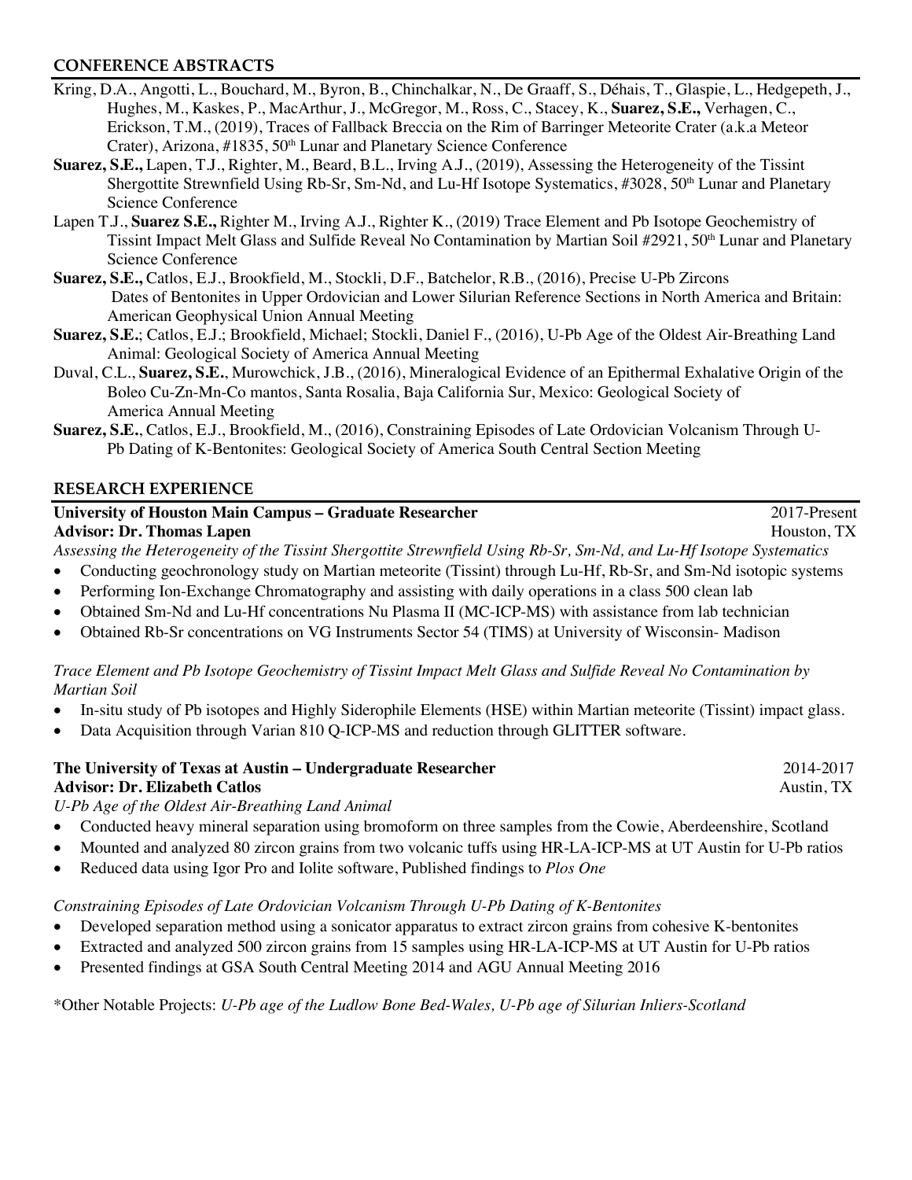## CONFERENCE ABSTRACTS

Kring, D.A., Angotti, L., Bouchard, M., Byron, B., Chinchalkar, N., De Graaff, S., Déhais, T., Glaspie, L., Hedgepeth, J., Hughes, M., Kaskes, P., MacArthur, J., McGregor, M., Ross, C., Stacey, K., **Suarez, S.E.,** Verhagen, C., Erickson, T.M., (2019), Traces of Fallback Breccia on the Rim of Barringer Meteorite Crater (a.k.a Meteor Crater), Arizona, #1835, 50th Lunar and Planetary Science Conference

**Suarez, S.E.,** Lapen, T.J., Righter, M., Beard, B.L., Irving A.J., (2019), Assessing the Heterogeneity of the Tissint Shergottite Strewnfield Using Rb-Sr, Sm-Nd, and Lu-Hf Isotope Systematics, #3028, 50th Lunar and Planetary Science Conference

Lapen T.J., **Suarez S.E.,** Righter M., Irving A.J., Righter K., (2019) Trace Element and Pb Isotope Geochemistry of Tissint Impact Melt Glass and Sulfide Reveal No Contamination by Martian Soil #2921, 50th Lunar and Planetary Science Conference

**Suarez, S.E.,** Catlos, E.J., Brookfield, M., Stockli, D.F., Batchelor, R.B., (2016), Precise U-Pb Zircons Dates of Bentonites in Upper Ordovician and Lower Silurian Reference Sections in North America and Britain: American Geophysical Union Annual Meeting

**Suarez, S.E.**; Catlos, E.J.; Brookfield, Michael; Stockli, Daniel F., (2016), U-Pb Age of the Oldest Air-Breathing Land Animal: Geological Society of America Annual Meeting

Duval, C.L., **Suarez, S.E.**, Murowchick, J.B., (2016), Mineralogical Evidence of an Epithermal Exhalative Origin of the Boleo Cu-Zn-Mn-Co mantos, Santa Rosalia, Baja California Sur, Mexico: Geological Society of America Annual Meeting

**Suarez, S.E.**, Catlos, E.J., Brookfield, M., (2016), Constraining Episodes of Late Ordovician Volcanism Through U-Pb Dating of K-Bentonites: Geological Society of America South Central Section Meeting

## RESEARCH EXPERIENCE

**University of Houston Main Campus – Graduate Researcher** 2017-Present
**Advisor: Dr. Thomas Lapen** Houston, TX

*Assessing the Heterogeneity of the Tissint Shergottite Strewnfield Using Rb-Sr, Sm-Nd, and Lu-Hf Isotope Systematics*

- Conducting geochronology study on Martian meteorite (Tissint) through Lu-Hf, Rb-Sr, and Sm-Nd isotopic systems
- Performing Ion-Exchange Chromatography and assisting with daily operations in a class 500 clean lab
- Obtained Sm-Nd and Lu-Hf concentrations Nu Plasma II (MC-ICP-MS) with assistance from lab technician
- Obtained Rb-Sr concentrations on VG Instruments Sector 54 (TIMS) at University of Wisconsin- Madison

*Trace Element and Pb Isotope Geochemistry of Tissint Impact Melt Glass and Sulfide Reveal No Contamination by Martian Soil*

- In-situ study of Pb isotopes and Highly Siderophile Elements (HSE) within Martian meteorite (Tissint) impact glass.
- Data Acquisition through Varian 810 Q-ICP-MS and reduction through GLITTER software.

**The University of Texas at Austin – Undergraduate Researcher** 2014-2017
**Advisor: Dr. Elizabeth Catlos** Austin, TX

*U-Pb Age of the Oldest Air-Breathing Land Animal*

- Conducted heavy mineral separation using bromoform on three samples from the Cowie, Aberdeenshire, Scotland
- Mounted and analyzed 80 zircon grains from two volcanic tuffs using HR-LA-ICP-MS at UT Austin for U-Pb ratios
- Reduced data using Igor Pro and Iolite software, Published findings to *Plos One*

*Constraining Episodes of Late Ordovician Volcanism Through U-Pb Dating of K-Bentonites*

- Developed separation method using a sonicator apparatus to extract zircon grains from cohesive K-bentonites
- Extracted and analyzed 500 zircon grains from 15 samples using HR-LA-ICP-MS at UT Austin for U-Pb ratios
- Presented findings at GSA South Central Meeting 2014 and AGU Annual Meeting 2016

*Other Notable Projects: *U-Pb age of the Ludlow Bone Bed-Wales, U-Pb age of Silurian Inliers-Scotland*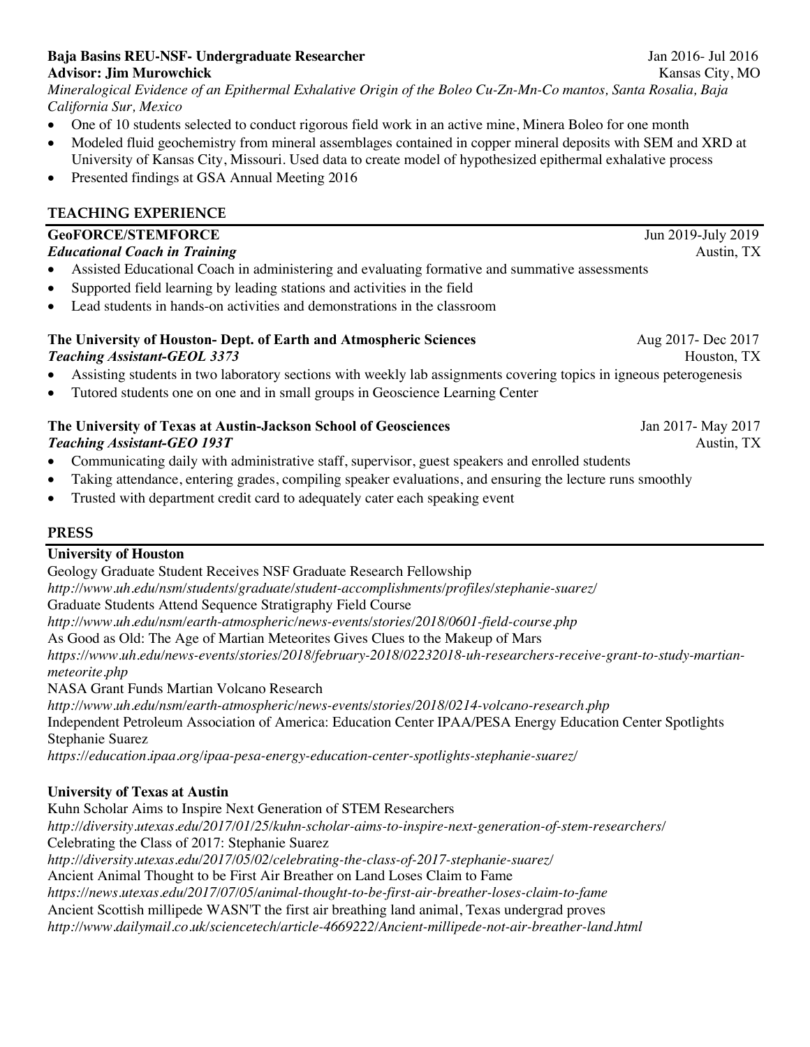**Baja Basins REU-NSF- Undergraduate Researcher** Jan 2016- Jul 2016
**Advisor: Jim Murowchick** Kansas City, MO
*Mineralogical Evidence of an Epithermal Exhalative Origin of the Boleo Cu-Zn-Mn-Co mantos, Santa Rosalia, Baja California Sur, Mexico*

- One of 10 students selected to conduct rigorous field work in an active mine, Minera Boleo for one month
- Modeled fluid geochemistry from mineral assemblages contained in copper mineral deposits with SEM and XRD at University of Kansas City, Missouri. Used data to create model of hypothesized epithermal exhalative process
- Presented findings at GSA Annual Meeting 2016

## TEACHING EXPERIENCE

**GeoFORCE/STEMFORCE** Jun 2019-July 2019
***Educational Coach in Training*** Austin, TX

- Assisted Educational Coach in administering and evaluating formative and summative assessments
- Supported field learning by leading stations and activities in the field
- Lead students in hands-on activities and demonstrations in the classroom

**The University of Houston- Dept. of Earth and Atmospheric Sciences** Aug 2017- Dec 2017
***Teaching Assistant-GEOL 3373*** Houston, TX

- Assisting students in two laboratory sections with weekly lab assignments covering topics in igneous peterogenesis
- Tutored students one on one and in small groups in Geoscience Learning Center

**The University of Texas at Austin-Jackson School of Geosciences** Jan 2017- May 2017
***Teaching Assistant-GEO 193T*** Austin, TX

- Communicating daily with administrative staff, supervisor, guest speakers and enrolled students
- Taking attendance, entering grades, compiling speaker evaluations, and ensuring the lecture runs smoothly
- Trusted with department credit card to adequately cater each speaking event

## PRESS

**University of Houston**

Geology Graduate Student Receives NSF Graduate Research Fellowship
*http://www.uh.edu/nsm/students/graduate/student-accomplishments/profiles/stephanie-suarez/*
Graduate Students Attend Sequence Stratigraphy Field Course
*http://www.uh.edu/nsm/earth-atmospheric/news-events/stories/2018/0601-field-course.php*
As Good as Old: The Age of Martian Meteorites Gives Clues to the Makeup of Mars
*https://www.uh.edu/news-events/stories/2018/february-2018/02232018-uh-researchers-receive-grant-to-study-martian-meteorite.php*
NASA Grant Funds Martian Volcano Research
*http://www.uh.edu/nsm/earth-atmospheric/news-events/stories/2018/0214-volcano-research.php*
Independent Petroleum Association of America: Education Center IPAA/PESA Energy Education Center Spotlights Stephanie Suarez
*https://education.ipaa.org/ipaa-pesa-energy-education-center-spotlights-stephanie-suarez/*

**University of Texas at Austin**

Kuhn Scholar Aims to Inspire Next Generation of STEM Researchers
*http://diversity.utexas.edu/2017/01/25/kuhn-scholar-aims-to-inspire-next-generation-of-stem-researchers/*
Celebrating the Class of 2017: Stephanie Suarez
*http://diversity.utexas.edu/2017/05/02/celebrating-the-class-of-2017-stephanie-suarez/*
Ancient Animal Thought to be First Air Breather on Land Loses Claim to Fame
*https://news.utexas.edu/2017/07/05/animal-thought-to-be-first-air-breather-loses-claim-to-fame*
Ancient Scottish millipede WASN'T the first air breathing land animal, Texas undergrad proves
*http://www.dailymail.co.uk/sciencetech/article-4669222/Ancient-millipede-not-air-breather-land.html*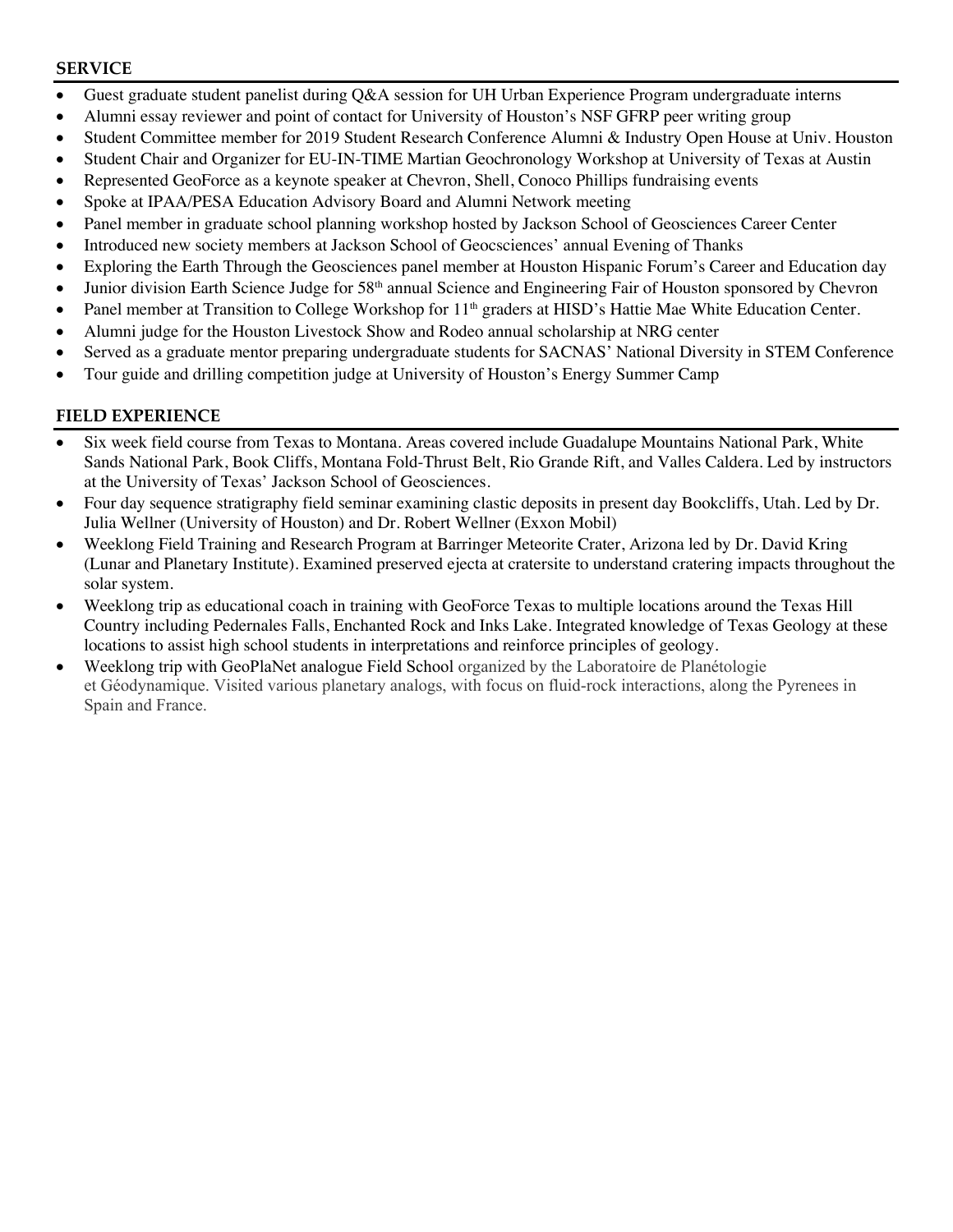## SERVICE

- Guest graduate student panelist during Q&A session for UH Urban Experience Program undergraduate interns
- Alumni essay reviewer and point of contact for University of Houston's NSF GFRP peer writing group
- Student Committee member for 2019 Student Research Conference Alumni & Industry Open House at Univ. Houston
- Student Chair and Organizer for EU-IN-TIME Martian Geochronology Workshop at University of Texas at Austin
- Represented GeoForce as a keynote speaker at Chevron, Shell, Conoco Phillips fundraising events
- Spoke at IPAA/PESA Education Advisory Board and Alumni Network meeting
- Panel member in graduate school planning workshop hosted by Jackson School of Geosciences Career Center
- Introduced new society members at Jackson School of Geocsciences' annual Evening of Thanks
- Exploring the Earth Through the Geosciences panel member at Houston Hispanic Forum's Career and Education day
- Junior division Earth Science Judge for 58th annual Science and Engineering Fair of Houston sponsored by Chevron
- Panel member at Transition to College Workshop for 11th graders at HISD's Hattie Mae White Education Center.
- Alumni judge for the Houston Livestock Show and Rodeo annual scholarship at NRG center
- Served as a graduate mentor preparing undergraduate students for SACNAS' National Diversity in STEM Conference
- Tour guide and drilling competition judge at University of Houston's Energy Summer Camp

## FIELD EXPERIENCE

- Six week field course from Texas to Montana. Areas covered include Guadalupe Mountains National Park, White Sands National Park, Book Cliffs, Montana Fold-Thrust Belt, Rio Grande Rift, and Valles Caldera. Led by instructors at the University of Texas' Jackson School of Geosciences.
- Four day sequence stratigraphy field seminar examining clastic deposits in present day Bookcliffs, Utah. Led by Dr. Julia Wellner (University of Houston) and Dr. Robert Wellner (Exxon Mobil)
- Weeklong Field Training and Research Program at Barringer Meteorite Crater, Arizona led by Dr. David Kring (Lunar and Planetary Institute). Examined preserved ejecta at cratersite to understand cratering impacts throughout the solar system.
- Weeklong trip as educational coach in training with GeoForce Texas to multiple locations around the Texas Hill Country including Pedernales Falls, Enchanted Rock and Inks Lake. Integrated knowledge of Texas Geology at these locations to assist high school students in interpretations and reinforce principles of geology.
- Weeklong trip with GeoPlaNet analogue Field School organized by the Laboratoire de Planétologie et Géodynamique. Visited various planetary analogs, with focus on fluid-rock interactions, along the Pyrenees in Spain and France.